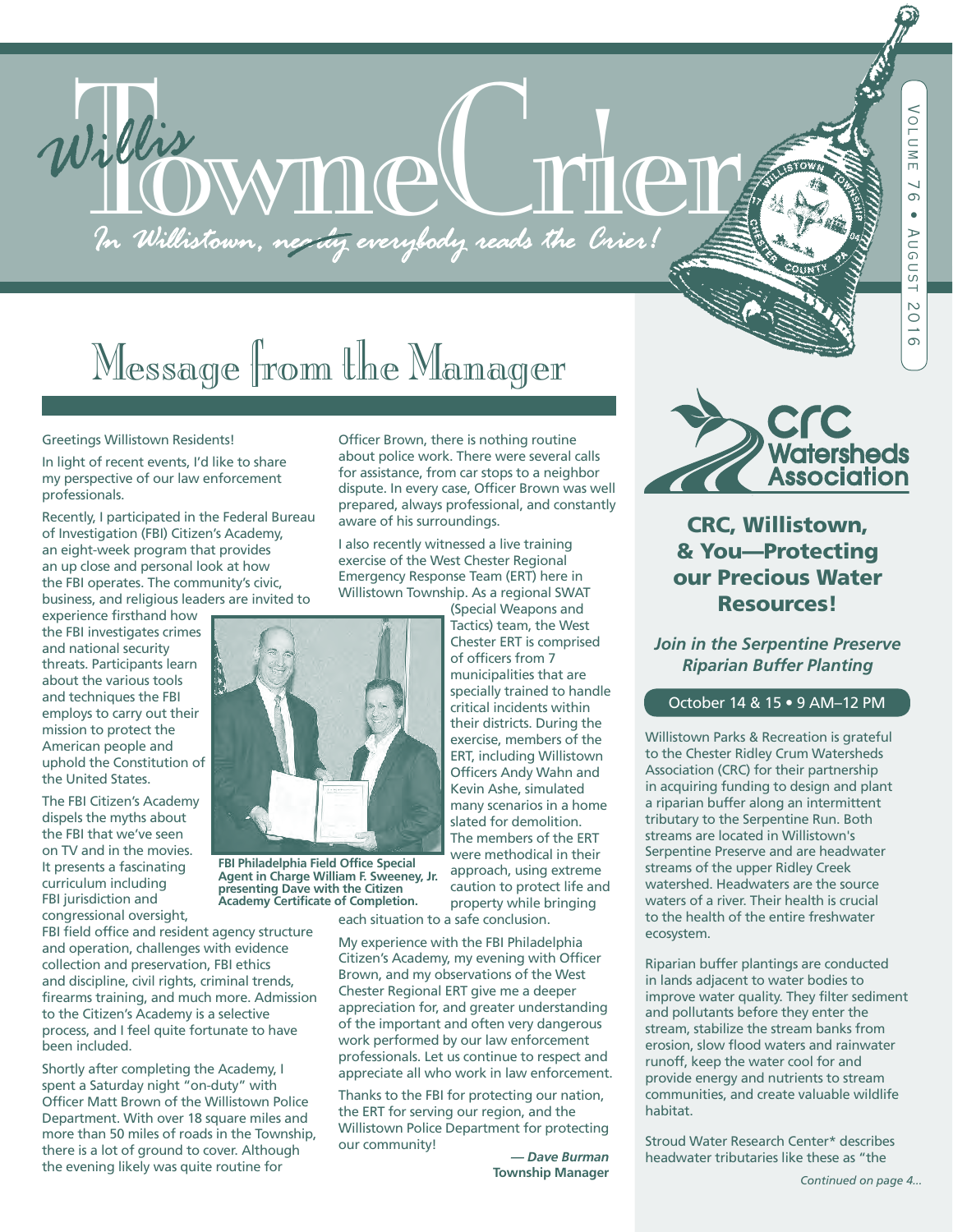# Willis Towne Crier

*In Willistown, nearly everybody reads the Crier!*

# Message from the Manager

Greetings Willistown Residents!

In light of recent events, I'd like to share my perspective of our law enforcement professionals.

Recently, I participated in the Federal Bureau of Investigation (FBI) Citizen's Academy, an eight-week program that provides an up close and personal look at how the FBI operates. The community's civic, business, and religious leaders are invited to experience firsthand how the FBI investigates crimes and national security threats. Participants learn about the various tools and techniques the FBI employs to carry out their mission to protect the American people and uphold the Constitution of the United States.

The FBI Citizen's Academy dispels the myths about the FBI that we've seen on TV and in the movies. It presents a fascinating curriculum including FBI jurisdiction and congressional oversight, FBI field office and resident agency structure and operation, challenges with evidence collection and preservation, FBI ethics and discipline, civil rights, criminal trends, firearms training, and much more. Admission to the Citizen's Academy is a selective process, and I feel quite fortunate to have been included.

Shortly after completing the Academy, I spent a Saturday night "on-duty" with Officer Matt Brown of the Willistown Police Department. With over 18 square miles and more than 50 miles of roads in the Township, there is a lot of ground to cover. Although the evening likely was quite routine for Officer Brown, there is nothing routine about police work. There were several calls for assistance, from car stops to a neighbor dispute. In every case, Officer Brown was well prepared, always professional, and constantly aware of his surroundings.

I also recently witnessed a live training exercise of the West Chester Regional Emergency Response Team (ERT) here in Willistown Township. As a regional SWAT (Special Weapons and Tactics) team, the West Chester ERT is comprised of officers from 7 municipalities that are specially trained to handle critical incidents within their districts. During the exercise, members of the ERT, including Willistown Officers Andy Wahn and Kevin Ashe, simulated many scenarios in a home slated for demolition. The members of the ERT were methodical in their approach, using extreme caution to protect life and property while bringing each situation to a safe conclusion.

**FBI Philadelphia Field Office Special Agent in Charge William F. Sweeney, Jr. presenting Dave with the Citizen Academy Certificate of Completion.**

My experience with the FBI Philadelphia Citizen's Academy, my evening with Officer Brown, and my observations of the West Chester Regional ERT give me a deeper appreciation for, and greater understanding of the important and often very dangerous work performed by our law enforcement professionals. Let us continue to respect and appreciate all who work in law enforcement.

Thanks to the FBI for protecting our nation, the ERT for serving our region, and the Willistown Police Department for protecting our community!

***— Dave Burman***
**Township Manager**

---

CRC Watersheds Association

## CRC, Willistown, & You—Protecting our Precious Water Resources!

***Join in the Serpentine Preserve Riparian Buffer Planting***

October 14 & 15 • 9 AM–12 PM

Willistown Parks & Recreation is grateful to the Chester Ridley Crum Watersheds Association (CRC) for their partnership in acquiring funding to design and plant a riparian buffer along an intermittent tributary to the Serpentine Run. Both streams are located in Willistown's Serpentine Preserve and are headwater streams of the upper Ridley Creek watershed. Headwaters are the source waters of a river. Their health is crucial to the health of the entire freshwater ecosystem.

Riparian buffer plantings are conducted in lands adjacent to water bodies to improve water quality. They filter sediment and pollutants before they enter the stream, stabilize the stream banks from erosion, slow flood waters and rainwater runoff, keep the water cool for and provide energy and nutrients to stream communities, and create valuable wildlife habitat.

Stroud Water Research Center* describes headwater tributaries like these as "the

*Continued on page 4...*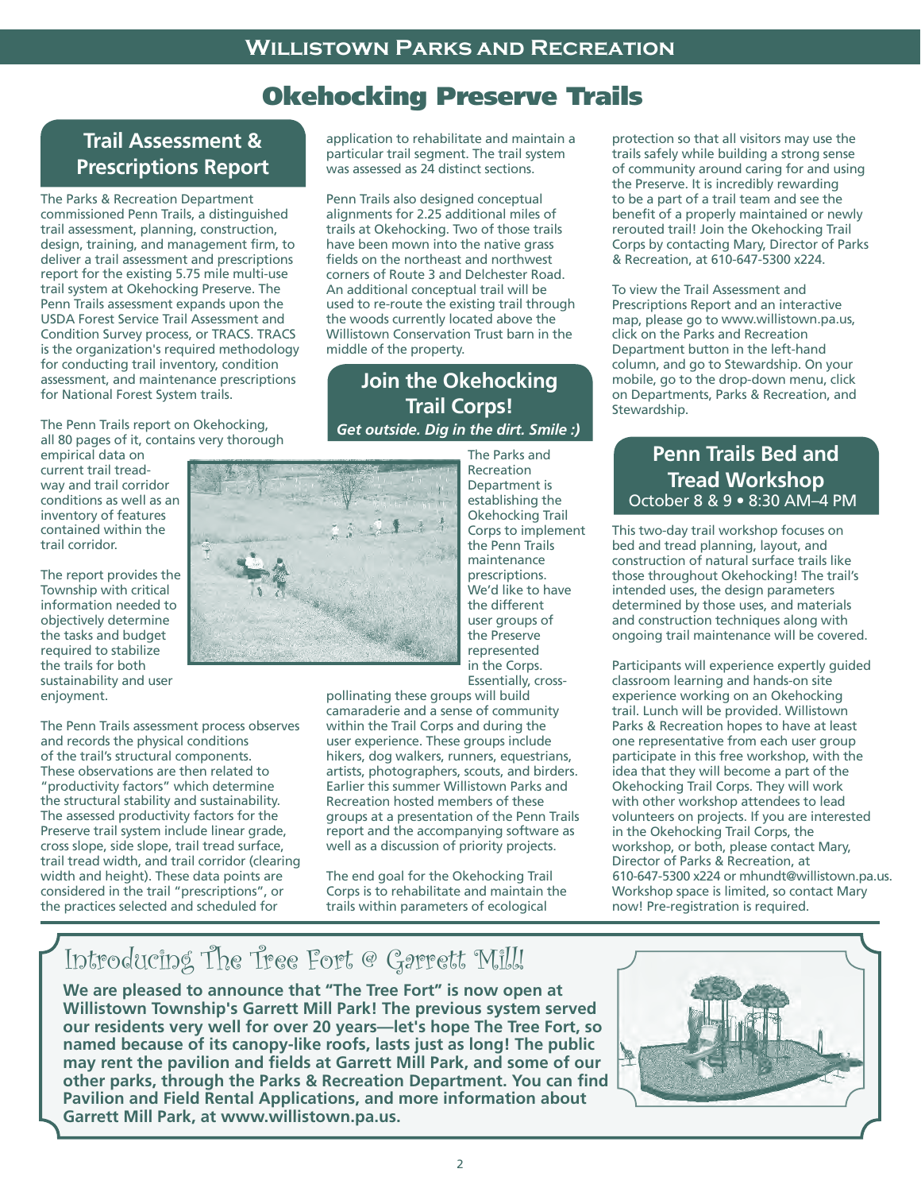# Okehocking Preserve Trails

## Trail Assessment & Prescriptions Report

The Parks & Recreation Department commissioned Penn Trails, a distinguished trail assessment, planning, construction, design, training, and management firm, to deliver a trail assessment and prescriptions report for the existing 5.75 mile multi-use trail system at Okehocking Preserve. The Penn Trails assessment expands upon the USDA Forest Service Trail Assessment and Condition Survey process, or TRACS. TRACS is the organization's required methodology for conducting trail inventory, condition assessment, and maintenance prescriptions for National Forest System trails.

The Penn Trails report on Okehocking, all 80 pages of it, contains very thorough empirical data on current trail tread-way and trail corridor conditions as well as an inventory of features contained within the trail corridor.

The report provides the Township with critical information needed to objectively determine the tasks and budget required to stabilize the trails for both sustainability and user enjoyment.

The Penn Trails assessment process observes and records the physical conditions of the trail's structural components. These observations are then related to "productivity factors" which determine the structural stability and sustainability. The assessed productivity factors for the Preserve trail system include linear grade, cross slope, side slope, trail tread surface, trail tread width, and trail corridor (clearing width and height). These data points are considered in the trail "prescriptions", or the practices selected and scheduled for application to rehabilitate and maintain a particular trail segment. The trail system was assessed as 24 distinct sections.

Penn Trails also designed conceptual alignments for 2.25 additional miles of trails at Okehocking. Two of those trails have been mown into the native grass fields on the northeast and northwest corners of Route 3 and Delchester Road. An additional conceptual trail will be used to re-route the existing trail through the woods currently located above the Willistown Conservation Trust barn in the middle of the property.

## Join the Okehocking Trail Corps!

*Get outside. Dig in the dirt. Smile :)*

The Parks and Recreation Department is establishing the Okehocking Trail Corps to implement the Penn Trails maintenance prescriptions. We'd like to have the different user groups of the Preserve represented in the Corps. Essentially, cross-pollinating these groups will build camaraderie and a sense of community within the Trail Corps and during the user experience. These groups include hikers, dog walkers, runners, equestrians, artists, photographers, scouts, and birders. Earlier this summer Willistown Parks and Recreation hosted members of these groups at a presentation of the Penn Trails report and the accompanying software as well as a discussion of priority projects.

The end goal for the Okehocking Trail Corps is to rehabilitate and maintain the trails within parameters of ecological protection so that all visitors may use the trails safely while building a strong sense of community around caring for and using the Preserve. It is incredibly rewarding to be a part of a trail team and see the benefit of a properly maintained or newly rerouted trail! Join the Okehocking Trail Corps by contacting Mary, Director of Parks & Recreation, at 610-647-5300 x224.

To view the Trail Assessment and Prescriptions Report and an interactive map, please go to www.willistown.pa.us, click on the Parks and Recreation Department button in the left-hand column, and go to Stewardship. On your mobile, go to the drop-down menu, click on Departments, Parks & Recreation, and Stewardship.

## Penn Trails Bed and Tread Workshop

October 8 & 9 • 8:30 AM–4 PM

This two-day trail workshop focuses on bed and tread planning, layout, and construction of natural surface trails like those throughout Okehocking! The trail's intended uses, the design parameters determined by those uses, and materials and construction techniques along with ongoing trail maintenance will be covered.

Participants will experience expertly guided classroom learning and hands-on site experience working on an Okehocking trail. Lunch will be provided. Willistown Parks & Recreation hopes to have at least one representative from each user group participate in this free workshop, with the idea that they will become a part of the Okehocking Trail Corps. They will work with other workshop attendees to lead volunteers on projects. If you are interested in the Okehocking Trail Corps, the workshop, or both, please contact Mary, Director of Parks & Recreation, at 610-647-5300 x224 or mhundt@willistown.pa.us. Workshop space is limited, so contact Mary now! Pre-registration is required.

## Introducing The Tree Fort @ Garrett Mill!

**We are pleased to announce that "The Tree Fort" is now open at Willistown Township's Garrett Mill Park! The previous system served our residents very well for over 20 years—let's hope The Tree Fort, so named because of its canopy-like roofs, lasts just as long! The public may rent the pavilion and fields at Garrett Mill Park, and some of our other parks, through the Parks & Recreation Department. You can find Pavilion and Field Rental Applications, and more information about Garrett Mill Park, at www.willistown.pa.us.**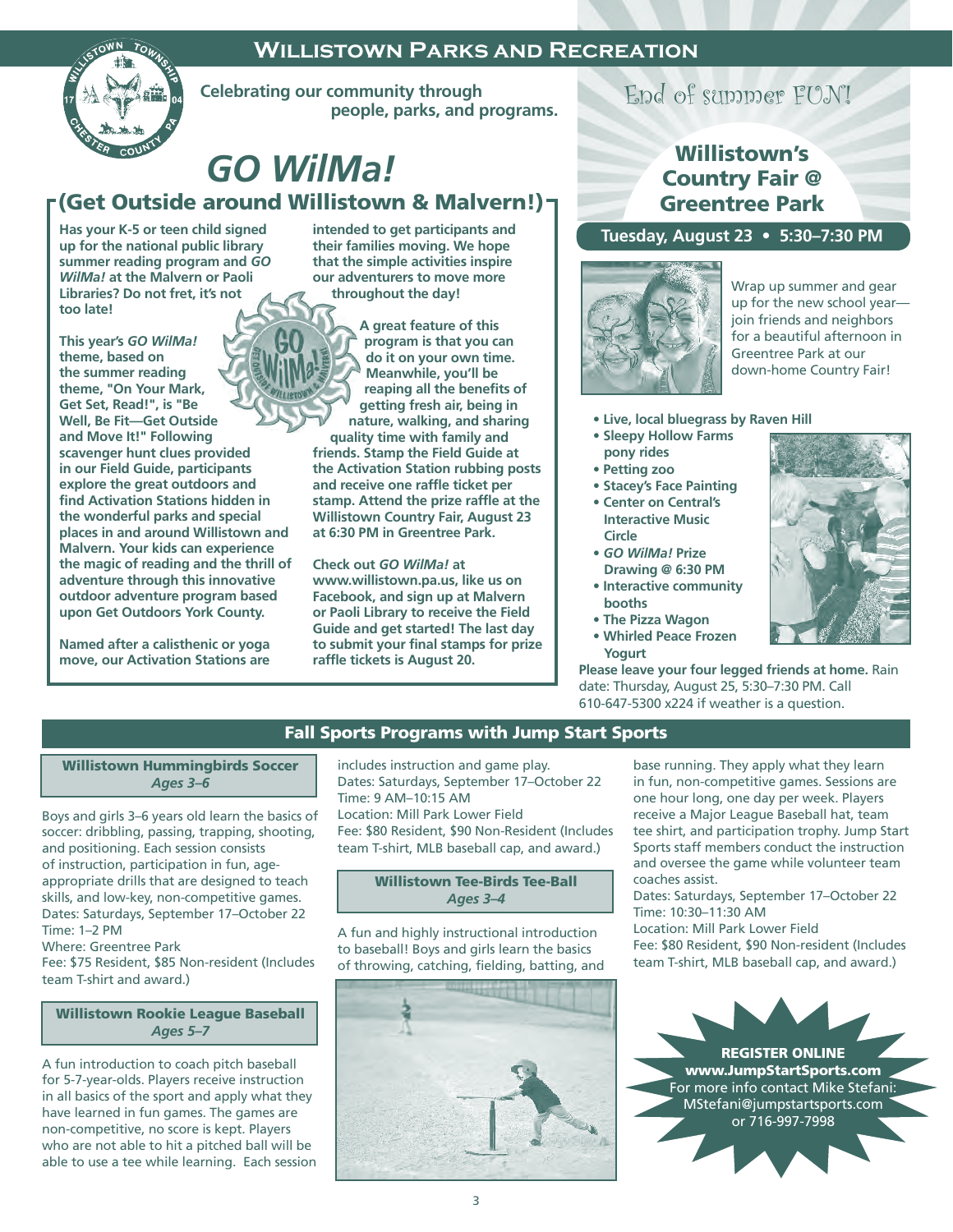# Willistown Parks and Recreation

**Celebrating our community through people, parks, and programs.**

## *GO WilMa!*

## (Get Outside around Willistown & Malvern!)

**Has your K-5 or teen child signed up for the national public library summer reading program and *GO WilMa!* at the Malvern or Paoli Libraries? Do not fret, it's not too late!**

**This year's *GO WilMa!* theme, based on the summer reading theme, "On Your Mark, Get Set, Read!", is "Be Well, Be Fit—Get Outside and Move It!" Following scavenger hunt clues provided in our Field Guide, participants explore the great outdoors and find Activation Stations hidden in the wonderful parks and special places in and around Willistown and Malvern. Your kids can experience the magic of reading and the thrill of adventure through this innovative outdoor adventure program based upon Get Outdoors York County.**

**Named after a calisthenic or yoga move, our Activation Stations are intended to get participants and their families moving. We hope that the simple activities inspire our adventurers to move more throughout the day!**

**A great feature of this program is that you can do it on your own time. Meanwhile, you'll be reaping all the benefits of getting fresh air, being in nature, walking, and sharing quality time with family and friends. Stamp the Field Guide at the Activation Station rubbing posts and receive one raffle ticket per stamp. Attend the prize raffle at the Willistown Country Fair, August 23 at 6:30 PM in Greentree Park.**

**Check out *GO WilMa!* at www.willistown.pa.us, like us on Facebook, and sign up at Malvern or Paoli Library to receive the Field Guide and get started! The last day to submit your final stamps for prize raffle tickets is August 20.**

## End of summer FUN!

### Willistown's Country Fair @ Greentree Park

**Tuesday, August 23 • 5:30–7:30 PM**

Wrap up summer and gear up for the new school year—join friends and neighbors for a beautiful afternoon in Greentree Park at our down-home Country Fair!

- **Live, local bluegrass by Raven Hill**
- **Sleepy Hollow Farms pony rides**
- **Petting zoo**
- **Stacey's Face Painting**
- **Center on Central's Interactive Music Circle**
- ***GO WilMa!* Prize Drawing @ 6:30 PM**
- **Interactive community booths**
- **The Pizza Wagon**
- **Whirled Peace Frozen Yogurt**

**Please leave your four legged friends at home.** Rain date: Thursday, August 25, 5:30–7:30 PM. Call 610-647-5300 x224 if weather is a question.

## Fall Sports Programs with Jump Start Sports

### Willistown Hummingbirds Soccer
*Ages 3–6*

Boys and girls 3–6 years old learn the basics of soccer: dribbling, passing, trapping, shooting, and positioning. Each session consists of instruction, participation in fun, age-appropriate drills that are designed to teach skills, and low-key, non-competitive games.
Dates: Saturdays, September 17–October 22
Time: 1–2 PM
Where: Greentree Park
Fee: $75 Resident, $85 Non-resident (Includes team T-shirt and award.)

### Willistown Rookie League Baseball
*Ages 5–7*

A fun introduction to coach pitch baseball for 5-7-year-olds. Players receive instruction in all basics of the sport and apply what they have learned in fun games. The games are non-competitive, no score is kept. Players who are not able to hit a pitched ball will be able to use a tee while learning. Each session includes instruction and game play.
Dates: Saturdays, September 17–October 22
Time: 9 AM–10:15 AM
Location: Mill Park Lower Field
Fee: $80 Resident, $90 Non-Resident (Includes team T-shirt, MLB baseball cap, and award.)

### Willistown Tee-Birds Tee-Ball
*Ages 3–4*

A fun and highly instructional introduction to baseball! Boys and girls learn the basics of throwing, catching, fielding, batting, and base running. They apply what they learn in fun, non-competitive games. Sessions are one hour long, one day per week. Players receive a Major League Baseball hat, team tee shirt, and participation trophy. Jump Start Sports staff members conduct the instruction and oversee the game while volunteer team coaches assist.
Dates: Saturdays, September 17–October 22
Time: 10:30–11:30 AM
Location: Mill Park Lower Field
Fee: $80 Resident, $90 Non-resident (Includes team T-shirt, MLB baseball cap, and award.)

**REGISTER ONLINE**
**www.JumpStartSports.com**
For more info contact Mike Stefani: MStefani@jumpstartsports.com or 716-997-7998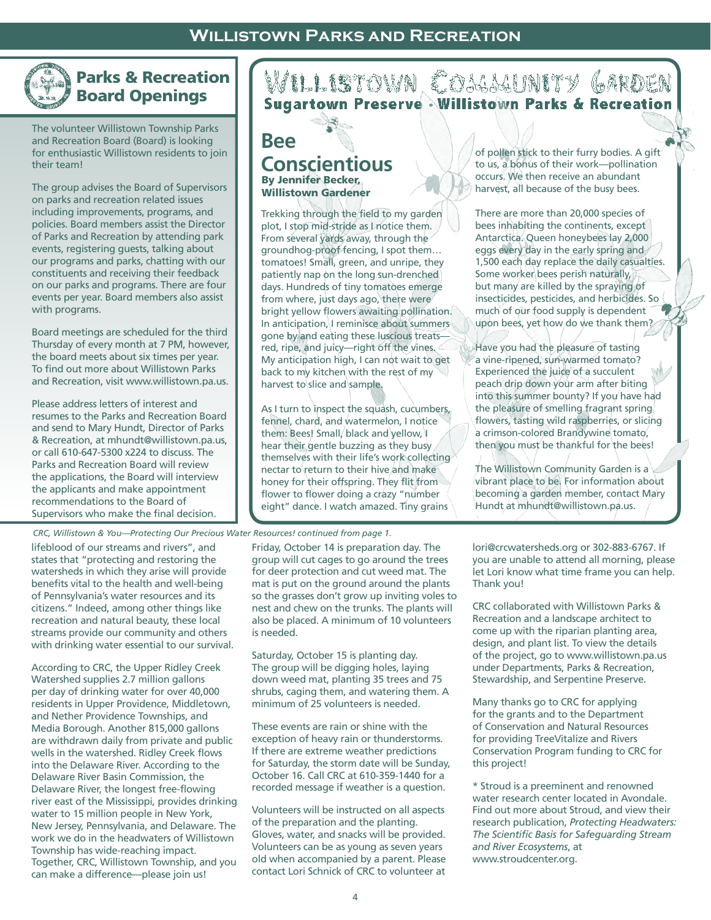# Willistown Parks and Recreation

## Parks & Recreation Board Openings

The volunteer Willistown Township Parks and Recreation Board (Board) is looking for enthusiastic Willistown residents to join their team!

The group advises the Board of Supervisors on parks and recreation related issues including improvements, programs, and policies. Board members assist the Director of Parks and Recreation by attending park events, registering guests, talking about our programs and parks, chatting with our constituents and receiving their feedback on our parks and programs. There are four events per year. Board members also assist with programs.

Board meetings are scheduled for the third Thursday of every month at 7 PM, however, the board meets about six times per year. To find out more about Willistown Parks and Recreation, visit www.willistown.pa.us.

Please address letters of interest and resumes to the Parks and Recreation Board and send to Mary Hundt, Director of Parks & Recreation, at mhundt@willistown.pa.us, or call 610-647-5300 x224 to discuss. The Parks and Recreation Board will review the applications, the Board will interview the applicants and make appointment recommendations to the Board of Supervisors who make the final decision.

## Willistown Community Garden

**Sugartown Preserve • Willistown Parks & Recreation**

### Bee Conscientious

**By Jennifer Becker, Willistown Gardener**

Trekking through the field to my garden plot, I stop mid-stride as I notice them. From several yards away, through the groundhog-proof fencing, I spot them… tomatoes! Small, green, and unripe, they patiently nap on the long sun-drenched days. Hundreds of tiny tomatoes emerge from where, just days ago, there were bright yellow flowers awaiting pollination. In anticipation, I reminisce about summers gone by and eating these luscious treats—red, ripe, and juicy—right off the vines. My anticipation high, I can not wait to get back to my kitchen with the rest of my harvest to slice and sample.

As I turn to inspect the squash, cucumbers, fennel, chard, and watermelon, I notice them: Bees! Small, black and yellow, I hear their gentle buzzing as they busy themselves with their life's work collecting nectar to return to their hive and make honey for their offspring. They flit from flower to flower doing a crazy "number eight" dance. I watch amazed. Tiny grains of pollen stick to their furry bodies. A gift to us, a bonus of their work—pollination occurs. We then receive an abundant harvest, all because of the busy bees.

There are more than 20,000 species of bees inhabiting the continents, except Antarctica. Queen honeybees lay 2,000 eggs every day in the early spring and 1,500 each day replace the daily casualties. Some worker bees perish naturally, but many are killed by the spraying of insecticides, pesticides, and herbicides. So much of our food supply is dependent upon bees, yet how do we thank them?

Have you had the pleasure of tasting a vine-ripened, sun-warmed tomato? Experienced the juice of a succulent peach drip down your arm after biting into this summer bounty? If you have had the pleasure of smelling fragrant spring flowers, tasting wild raspberries, or slicing a crimson-colored Brandywine tomato, then you must be thankful for the bees!

The Willistown Community Garden is a vibrant place to be. For information about becoming a garden member, contact Mary Hundt at mhundt@willistown.pa.us.

*CRC, Willistown & You—Protecting Our Precious Water Resources! continued from page 1.*

lifeblood of our streams and rivers", and states that "protecting and restoring the watersheds in which they arise will provide benefits vital to the health and well-being of Pennsylvania's water resources and its citizens." Indeed, among other things like recreation and natural beauty, these local streams provide our community and others with drinking water essential to our survival.

According to CRC, the Upper Ridley Creek Watershed supplies 2.7 million gallons per day of drinking water for over 40,000 residents in Upper Providence, Middletown, and Nether Providence Townships, and Media Borough. Another 815,000 gallons are withdrawn daily from private and public wells in the watershed. Ridley Creek flows into the Delaware River. According to the Delaware River Basin Commission, the Delaware River, the longest free-flowing river east of the Mississippi, provides drinking water to 15 million people in New York, New Jersey, Pennsylvania, and Delaware. The work we do in the headwaters of Willistown Township has wide-reaching impact. Together, CRC, Willistown Township, and you can make a difference—please join us!

Friday, October 14 is preparation day. The group will cut cages to go around the trees for deer protection and cut weed mat. The mat is put on the ground around the plants so the grasses don't grow up inviting voles to nest and chew on the trunks. The plants will also be placed. A minimum of 10 volunteers is needed.

Saturday, October 15 is planting day. The group will be digging holes, laying down weed mat, planting 35 trees and 75 shrubs, caging them, and watering them. A minimum of 25 volunteers is needed.

These events are rain or shine with the exception of heavy rain or thunderstorms. If there are extreme weather predictions for Saturday, the storm date will be Sunday, October 16. Call CRC at 610-359-1440 for a recorded message if weather is a question.

Volunteers will be instructed on all aspects of the preparation and the planting. Gloves, water, and snacks will be provided. Volunteers can be as young as seven years old when accompanied by a parent. Please contact Lori Schnick of CRC to volunteer at lori@crcwatersheds.org or 302-883-6767. If you are unable to attend all morning, please let Lori know what time frame you can help. Thank you!

CRC collaborated with Willistown Parks & Recreation and a landscape architect to come up with the riparian planting area, design, and plant list. To view the details of the project, go to www.willistown.pa.us under Departments, Parks & Recreation, Stewardship, and Serpentine Preserve.

Many thanks go to CRC for applying for the grants and to the Department of Conservation and Natural Resources for providing TreeVitalize and Rivers Conservation Program funding to CRC for this project!

* Stroud is a preeminent and renowned water research center located in Avondale. Find out more about Stroud, and view their research publication, *Protecting Headwaters: The Scientific Basis for Safeguarding Stream and River Ecosystems*, at www.stroudcenter.org.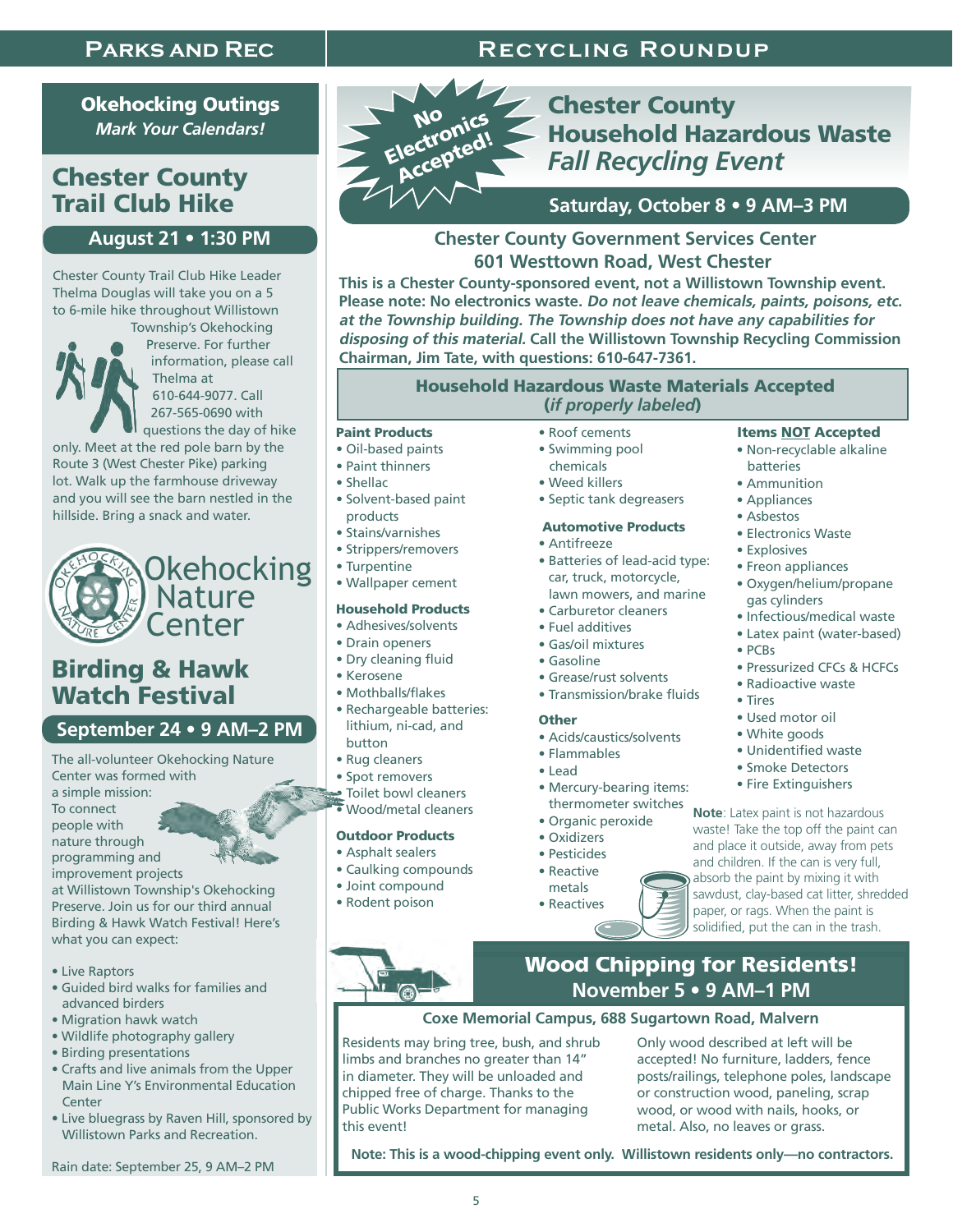# Parks and Rec

## Okehocking Outings
*Mark Your Calendars!*

## Chester County Trail Club Hike

**August 21 • 1:30 PM**

Chester County Trail Club Hike Leader Thelma Douglas will take you on a 5 to 6-mile hike throughout Willistown Township's Okehocking Preserve. For further information, please call Thelma at 610-644-9077. Call 267-565-0690 with questions the day of hike only. Meet at the red pole barn by the Route 3 (West Chester Pike) parking lot. Walk up the farmhouse driveway and you will see the barn nestled in the hillside. Bring a snack and water.

## Okehocking Nature Center

## Birding & Hawk Watch Festival

**September 24 • 9 AM–2 PM**

The all-volunteer Okehocking Nature Center was formed with a simple mission: To connect people with nature through programming and improvement projects at Willistown Township's Okehocking Preserve. Join us for our third annual Birding & Hawk Watch Festival! Here's what you can expect:

- Live Raptors
- Guided bird walks for families and advanced birders
- Migration hawk watch
- Wildlife photography gallery
- Birding presentations
- Crafts and live animals from the Upper Main Line Y's Environmental Education Center
- Live bluegrass by Raven Hill, sponsored by Willistown Parks and Recreation.

Rain date: September 25, 9 AM–2 PM

# Recycling Roundup

**No Electronics Accepted!**

## Chester County Household Hazardous Waste *Fall Recycling Event*

**Saturday, October 8 • 9 AM–3 PM**

**Chester County Government Services Center**
**601 Westtown Road, West Chester**

**This is a Chester County-sponsored event, not a Willistown Township event. Please note: No electronics waste. *Do not leave chemicals, paints, poisons, etc. at the Township building. The Township does not have any capabilities for disposing of this material.* Call the Willistown Township Recycling Commission Chairman, Jim Tate, with questions: 610-647-7361.**

### Household Hazardous Waste Materials Accepted (*if properly labeled*)

**Paint Products**
- Oil-based paints
- Paint thinners
- Shellac
- Solvent-based paint products
- Stains/varnishes
- Strippers/removers
- Turpentine
- Wallpaper cement

**Household Products**
- Adhesives/solvents
- Drain openers
- Dry cleaning fluid
- Kerosene
- Mothballs/flakes
- Rechargeable batteries: lithium, ni-cad, and button
- Rug cleaners
- Spot removers
- Toilet bowl cleaners
- Wood/metal cleaners

**Outdoor Products**
- Asphalt sealers
- Caulking compounds
- Joint compound
- Rodent poison
- Roof cements
- Swimming pool chemicals
- Weed killers
- Septic tank degreasers

**Automotive Products**
- Antifreeze
- Batteries of lead-acid type: car, truck, motorcycle, lawn mowers, and marine
- Carburetor cleaners
- Fuel additives
- Gas/oil mixtures
- Gasoline
- Grease/rust solvents
- Transmission/brake fluids

**Other**
- Acids/caustics/solvents
- Flammables
- Lead
- Mercury-bearing items: thermometer switches
- Organic peroxide
- Oxidizers
- Pesticides
- Reactive metals
- Reactives

**Items NOT Accepted**
- Non-recyclable alkaline batteries
- Ammunition
- Appliances
- Asbestos
- Electronics Waste
- Explosives
- Freon appliances
- Oxygen/helium/propane gas cylinders
- Infectious/medical waste
- Latex paint (water-based)
- PCBs
- Pressurized CFCs & HCFCs
- Radioactive waste
- Tires
- Used motor oil
- White goods
- Unidentified waste
- Smoke Detectors
- Fire Extinguishers

**Note**: Latex paint is not hazardous waste! Take the top off the paint can and place it outside, away from pets and children. If the can is very full, absorb the paint by mixing it with sawdust, clay-based cat litter, shredded paper, or rags. When the paint is solidified, put the can in the trash.

## Wood Chipping for Residents!

**November 5 • 9 AM–1 PM**

**Coxe Memorial Campus, 688 Sugartown Road, Malvern**

Residents may bring tree, bush, and shrub limbs and branches no greater than 14" in diameter. They will be unloaded and chipped free of charge. Thanks to the Public Works Department for managing this event!

Only wood described at left will be accepted! No furniture, ladders, fence posts/railings, telephone poles, landscape or construction wood, paneling, scrap wood, or wood with nails, hooks, or metal. Also, no leaves or grass.

**Note: This is a wood-chipping event only. Willistown residents only—no contractors.**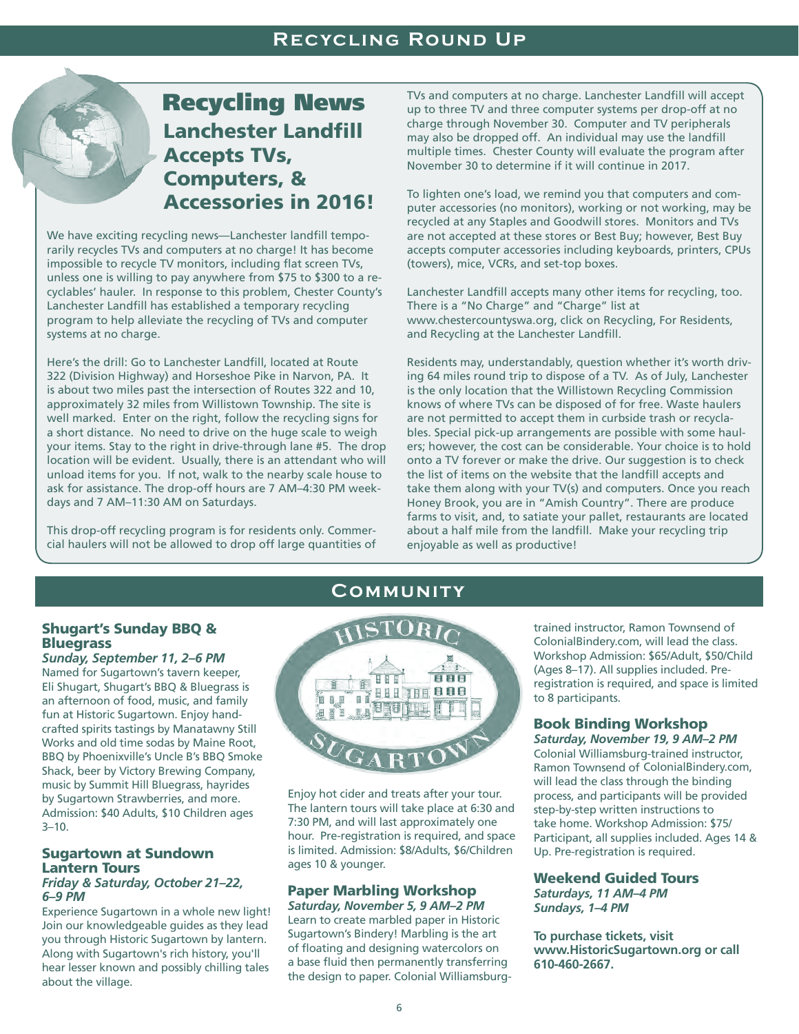# Recycling Round Up

## Recycling News

### Lanchester Landfill Accepts TVs, Computers, & Accessories in 2016!

We have exciting recycling news—Lanchester landfill temporarily recycles TVs and computers at no charge! It has become impossible to recycle TV monitors, including flat screen TVs, unless one is willing to pay anywhere from $75 to $300 to a recyclables' hauler. In response to this problem, Chester County's Lanchester Landfill has established a temporary recycling program to help alleviate the recycling of TVs and computer systems at no charge.

Here's the drill: Go to Lanchester Landfill, located at Route 322 (Division Highway) and Horseshoe Pike in Narvon, PA. It is about two miles past the intersection of Routes 322 and 10, approximately 32 miles from Willistown Township. The site is well marked. Enter on the right, follow the recycling signs for a short distance. No need to drive on the huge scale to weigh your items. Stay to the right in drive-through lane #5. The drop location will be evident. Usually, there is an attendant who will unload items for you. If not, walk to the nearby scale house to ask for assistance. The drop-off hours are 7 AM–4:30 PM weekdays and 7 AM–11:30 AM on Saturdays.

This drop-off recycling program is for residents only. Commercial haulers will not be allowed to drop off large quantities of TVs and computers at no charge. Lanchester Landfill will accept up to three TV and three computer systems per drop-off at no charge through November 30. Computer and TV peripherals may also be dropped off. An individual may use the landfill multiple times. Chester County will evaluate the program after November 30 to determine if it will continue in 2017.

To lighten one's load, we remind you that computers and computer accessories (no monitors), working or not working, may be recycled at any Staples and Goodwill stores. Monitors and TVs are not accepted at these stores or Best Buy; however, Best Buy accepts computer accessories including keyboards, printers, CPUs (towers), mice, VCRs, and set-top boxes.

Lanchester Landfill accepts many other items for recycling, too. There is a "No Charge" and "Charge" list at www.chestercountyswa.org, click on Recycling, For Residents, and Recycling at the Lanchester Landfill.

Residents may, understandably, question whether it's worth driving 64 miles round trip to dispose of a TV. As of July, Lanchester is the only location that the Willistown Recycling Commission knows of where TVs can be disposed of for free. Waste haulers are not permitted to accept them in curbside trash or recyclables. Special pick-up arrangements are possible with some haulers; however, the cost can be considerable. Your choice is to hold onto a TV forever or make the drive. Our suggestion is to check the list of items on the website that the landfill accepts and take them along with your TV(s) and computers. Once you reach Honey Brook, you are in "Amish Country". There are produce farms to visit, and, to satiate your pallet, restaurants are located about a half mile from the landfill. Make your recycling trip enjoyable as well as productive!

# Community

### Shugart's Sunday BBQ & Bluegrass

***Sunday, September 11, 2–6 PM***

Named for Sugartown's tavern keeper, Eli Shugart, Shugart's BBQ & Bluegrass is an afternoon of food, music, and family fun at Historic Sugartown. Enjoy hand-crafted spirits tastings by Manatawny Still Works and old time sodas by Maine Root, BBQ by Phoenixville's Uncle B's BBQ Smoke Shack, beer by Victory Brewing Company, music by Summit Hill Bluegrass, hayrides by Sugartown Strawberries, and more. Admission: $40 Adults, $10 Children ages 3–10.

### Sugartown at Sundown Lantern Tours

***Friday & Saturday, October 21–22, 6–9 PM***

Experience Sugartown in a whole new light! Join our knowledgeable guides as they lead you through Historic Sugartown by lantern. Along with Sugartown's rich history, you'll hear lesser known and possibly chilling tales about the village.

Enjoy hot cider and treats after your tour. The lantern tours will take place at 6:30 and 7:30 PM, and will last approximately one hour. Pre-registration is required, and space is limited. Admission: $8/Adults, $6/Children ages 10 & younger.

### Paper Marbling Workshop

***Saturday, November 5, 9 AM–2 PM***

Learn to create marbled paper in Historic Sugartown's Bindery! Marbling is the art of floating and designing watercolors on a base fluid then permanently transferring the design to paper. Colonial Williamsburg-trained instructor, Ramon Townsend of ColonialBindery.com, will lead the class. Workshop Admission: $65/Adult, $50/Child (Ages 8–17). All supplies included. Pre-registration is required, and space is limited to 8 participants.

### Book Binding Workshop

***Saturday, November 19, 9 AM–2 PM***

Colonial Williamsburg-trained instructor, Ramon Townsend of ColonialBindery.com, will lead the class through the binding process, and participants will be provided step-by-step written instructions to take home. Workshop Admission: $75/Participant, all supplies included. Ages 14 & Up. Pre-registration is required.

### Weekend Guided Tours

***Saturdays, 11 AM–4 PM***
***Sundays, 1–4 PM***

**To purchase tickets, visit www.HistoricSugartown.org or call 610-460-2667.**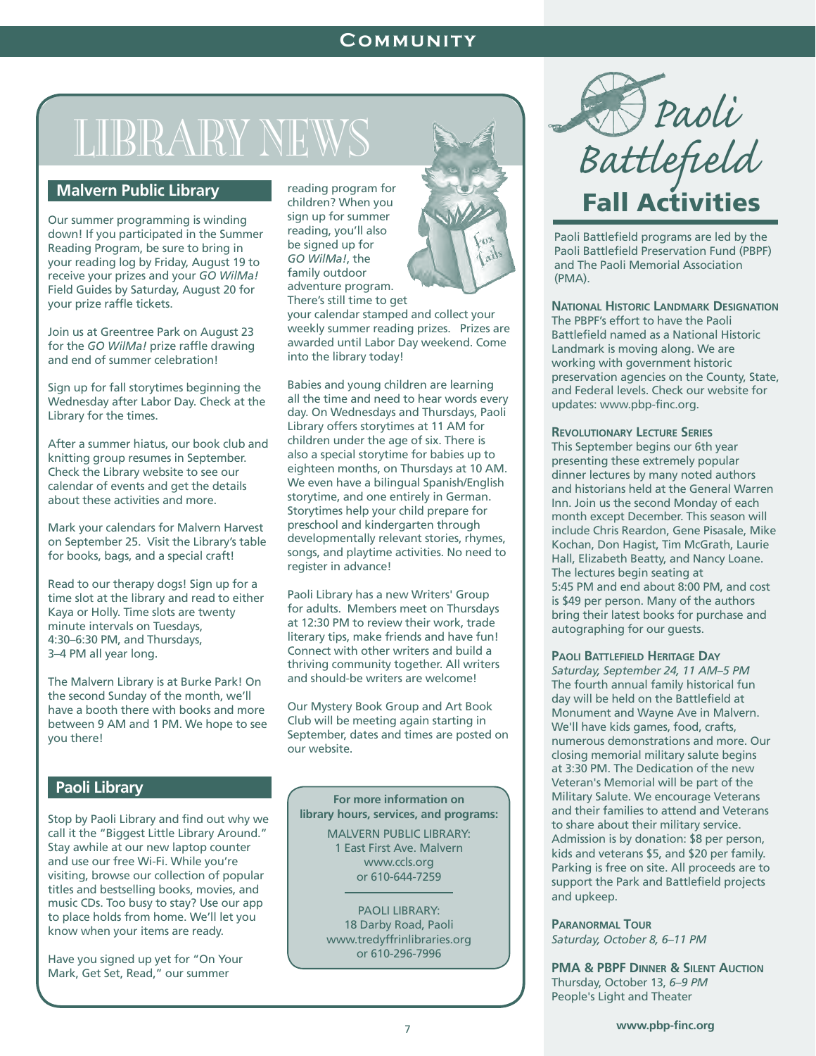# LIBRARY NEWS

## Malvern Public Library

Our summer programming is winding down! If you participated in the Summer Reading Program, be sure to bring in your reading log by Friday, August 19 to receive your prizes and your *GO WilMa!* Field Guides by Saturday, August 20 for your prize raffle tickets.

Join us at Greentree Park on August 23 for the *GO WilMa!* prize raffle drawing and end of summer celebration!

Sign up for fall storytimes beginning the Wednesday after Labor Day. Check at the Library for the times.

After a summer hiatus, our book club and knitting group resumes in September. Check the Library website to see our calendar of events and get the details about these activities and more.

Mark your calendars for Malvern Harvest on September 25. Visit the Library's table for books, bags, and a special craft!

Read to our therapy dogs! Sign up for a time slot at the library and read to either Kaya or Holly. Time slots are twenty minute intervals on Tuesdays, 4:30–6:30 PM, and Thursdays, 3–4 PM all year long.

The Malvern Library is at Burke Park! On the second Sunday of the month, we'll have a booth there with books and more between 9 AM and 1 PM. We hope to see you there!

## Paoli Library

Stop by Paoli Library and find out why we call it the "Biggest Little Library Around." Stay awhile at our new laptop counter and use our free Wi-Fi. While you're visiting, browse our collection of popular titles and bestselling books, movies, and music CDs. Too busy to stay? Use our app to place holds from home. We'll let you know when your items are ready.

Have you signed up yet for "On Your Mark, Get Set, Read," our summer reading program for children? When you sign up for summer reading, you'll also be signed up for *GO WilMa!*, the family outdoor adventure program. There's still time to get your calendar stamped and collect your weekly summer reading prizes. Prizes are awarded until Labor Day weekend. Come into the library today!

Babies and young children are learning all the time and need to hear words every day. On Wednesdays and Thursdays, Paoli Library offers storytimes at 11 AM for children under the age of six. There is also a special storytime for babies up to eighteen months, on Thursdays at 10 AM. We even have a bilingual Spanish/English storytime, and one entirely in German. Storytimes help your child prepare for preschool and kindergarten through developmentally relevant stories, rhymes, songs, and playtime activities. No need to register in advance!

Paoli Library has a new Writers' Group for adults. Members meet on Thursdays at 12:30 PM to review their work, trade literary tips, make friends and have fun! Connect with other writers and build a thriving community together. All writers and should-be writers are welcome!

Our Mystery Book Group and Art Book Club will be meeting again starting in September, dates and times are posted on our website.

**For more information on library hours, services, and programs:**

MALVERN PUBLIC LIBRARY:
1 East First Ave. Malvern
www.ccls.org
or 610-644-7259

PAOLI LIBRARY:
18 Darby Road, Paoli
www.tredyffrinlibraries.org
or 610-296-7996

# Paoli Battlefield Fall Activities

Paoli Battlefield programs are led by the Paoli Battlefield Preservation Fund (PBPF) and The Paoli Memorial Association (PMA).

**NATIONAL HISTORIC LANDMARK DESIGNATION**

The PBPF's effort to have the Paoli Battlefield named as a National Historic Landmark is moving along. We are working with government historic preservation agencies on the County, State, and Federal levels. Check our website for updates: www.pbp-finc.org.

**REVOLUTIONARY LECTURE SERIES**

This September begins our 6th year presenting these extremely popular dinner lectures by many noted authors and historians held at the General Warren Inn. Join us the second Monday of each month except December. This season will include Chris Reardon, Gene Pisasale, Mike Kochan, Don Hagist, Tim McGrath, Laurie Hall, Elizabeth Beatty, and Nancy Loane. The lectures begin seating at 5:45 PM and end about 8:00 PM, and cost is $49 per person. Many of the authors bring their latest books for purchase and autographing for our guests.

**PAOLI BATTLEFIELD HERITAGE DAY**

*Saturday, September 24, 11 AM–5 PM*

The fourth annual family historical fun day will be held on the Battlefield at Monument and Wayne Ave in Malvern. We'll have kids games, food, crafts, numerous demonstrations and more. Our closing memorial military salute begins at 3:30 PM. The Dedication of the new Veteran's Memorial will be part of the Military Salute. We encourage Veterans and their families to attend and Veterans to share about their military service. Admission is by donation: $8 per person, kids and veterans $5, and $20 per family. Parking is free on site. All proceeds are to support the Park and Battlefield projects and upkeep.

**PARANORMAL TOUR**

*Saturday, October 8, 6–11 PM*

**PMA & PBPF DINNER & SILENT AUCTION**

Thursday, October 13, *6–9 PM*
People's Light and Theater

**www.pbp-finc.org**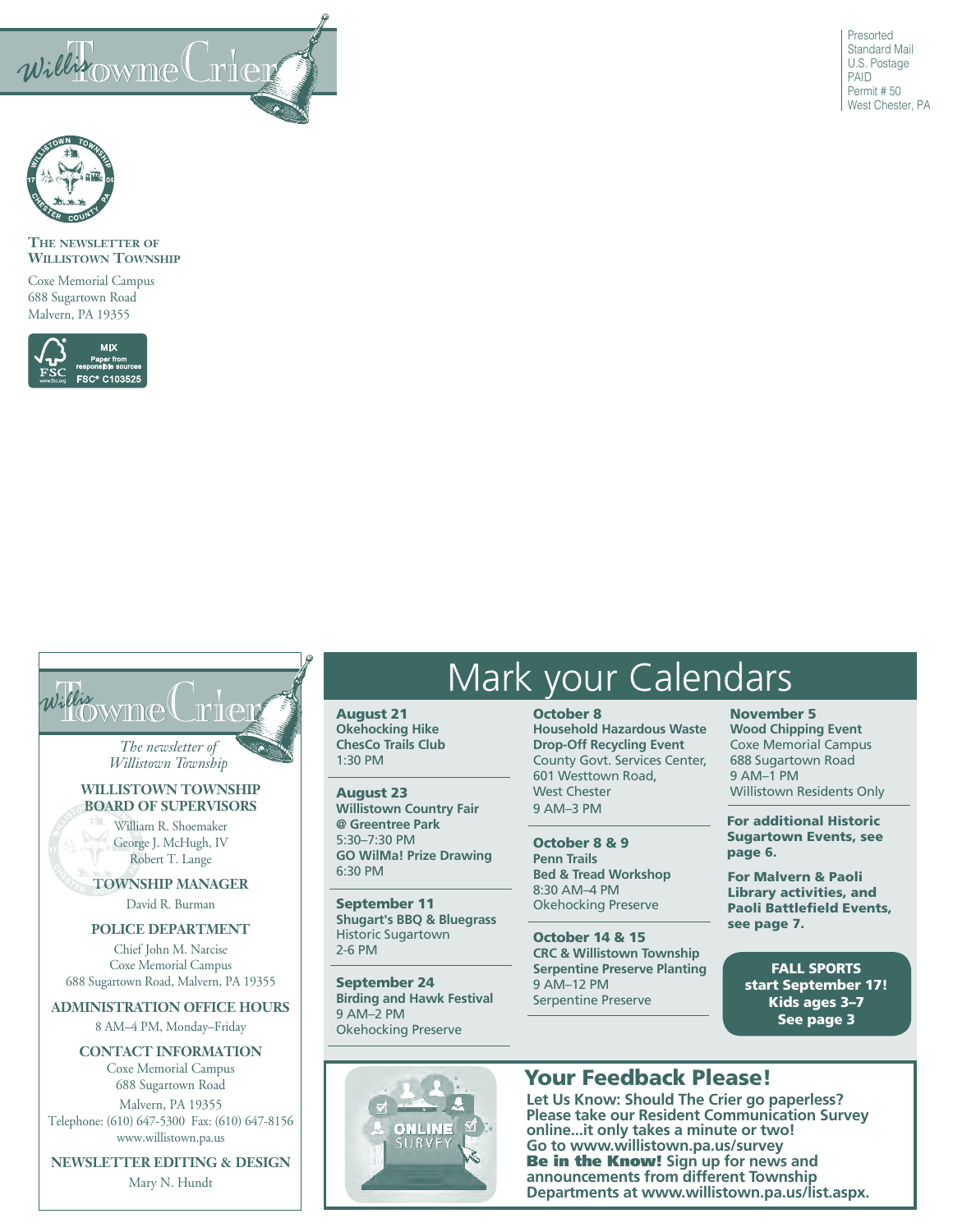# Willis Towne Crier

Presorted
Standard Mail
U.S. Postage
PAID
Permit # 50
West Chester, PA

**THE NEWSLETTER OF WILLISTOWN TOWNSHIP**

Coxe Memorial Campus
688 Sugartown Road
Malvern, PA 19355

MIX
Paper from responsible sources
FSC® C103525

## Willis Towne Crier

*The newsletter of Willistown Township*

**WILLISTOWN TOWNSHIP BOARD OF SUPERVISORS**

William R. Shoemaker
George J. McHugh, IV
Robert T. Lange

**TOWNSHIP MANAGER**

David R. Burman

**POLICE DEPARTMENT**

Chief John M. Narcise
Coxe Memorial Campus
688 Sugartown Road, Malvern, PA 19355

**ADMINISTRATION OFFICE HOURS**

8 AM–4 PM, Monday–Friday

**CONTACT INFORMATION**

Coxe Memorial Campus
688 Sugartown Road
Malvern, PA 19355
Telephone: (610) 647-5300 Fax: (610) 647-8156
www.willistown.pa.us

**NEWSLETTER EDITING & DESIGN**

Mary N. Hundt

# Mark your Calendars

**August 21**
**Okehocking Hike**
**ChesCo Trails Club**
1:30 PM

**August 23**
**Willistown Country Fair @ Greentree Park**
5:30–7:30 PM
**GO WilMa! Prize Drawing**
6:30 PM

**September 11**
**Shugart's BBQ & Bluegrass**
Historic Sugartown
2-6 PM

**September 24**
**Birding and Hawk Festival**
9 AM–2 PM
Okehocking Preserve

**October 8**
**Household Hazardous Waste Drop-Off Recycling Event**
County Govt. Services Center,
601 Westtown Road,
West Chester
9 AM–3 PM

**October 8 & 9**
**Penn Trails**
**Bed & Tread Workshop**
8:30 AM–4 PM
Okehocking Preserve

**October 14 & 15**
**CRC & Willistown Township Serpentine Preserve Planting**
9 AM–12 PM
Serpentine Preserve

**November 5**
**Wood Chipping Event**
Coxe Memorial Campus
688 Sugartown Road
9 AM–1 PM
Willistown Residents Only

**For additional Historic Sugartown Events, see page 6.**

**For Malvern & Paoli Library activities, and Paoli Battlefield Events, see page 7.**

**FALL SPORTS start September 17! Kids ages 3–7 See page 3**

## Your Feedback Please!

ONLINE SURVEY

**Let Us Know: Should The Crier go paperless? Please take our Resident Communication Survey online...it only takes a minute or two! Go to www.willistown.pa.us/survey**
**Be in the Know! Sign up for news and announcements from different Township Departments at www.willistown.pa.us/list.aspx.**